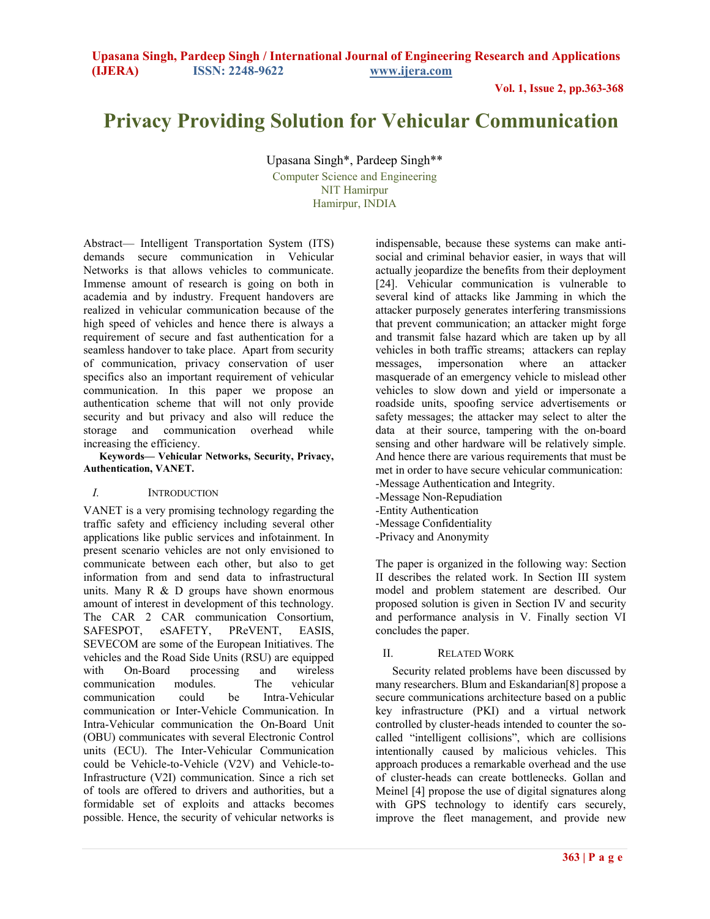# Privacy Providing Solution for Vehicular Communication

Upasana Singh*, Pardeep Singh**

Computer Science and Engineering
NIT Hamirpur
Hamirpur, INDIA

Abstract— Intelligent Transportation System (ITS) demands secure communication in Vehicular Networks is that allows vehicles to communicate. Immense amount of research is going on both in academia and by industry. Frequent handovers are realized in vehicular communication because of the high speed of vehicles and hence there is always a requirement of secure and fast authentication for a seamless handover to take place. Apart from security of communication, privacy conservation of user specifics also an important requirement of vehicular communication. In this paper we propose an authentication scheme that will not only provide security and but privacy and also will reduce the storage and communication overhead while increasing the efficiency.

**Keywords— Vehicular Networks, Security, Privacy, Authentication, VANET.**

## I. INTRODUCTION

VANET is a very promising technology regarding the traffic safety and efficiency including several other applications like public services and infotainment. In present scenario vehicles are not only envisioned to communicate between each other, but also to get information from and send data to infrastructural units. Many R & D groups have shown enormous amount of interest in development of this technology. The CAR 2 CAR communication Consortium, SAFESPOT, eSAFETY, PReVENT, EASIS, SEVECOM are some of the European Initiatives. The vehicles and the Road Side Units (RSU) are equipped with On-Board processing and wireless communication modules. The vehicular communication could be Intra-Vehicular communication or Inter-Vehicle Communication. In Intra-Vehicular communication the On-Board Unit (OBU) communicates with several Electronic Control units (ECU). The Inter-Vehicular Communication could be Vehicle-to-Vehicle (V2V) and Vehicle-to-Infrastructure (V2I) communication. Since a rich set of tools are offered to drivers and authorities, but a formidable set of exploits and attacks becomes possible. Hence, the security of vehicular networks is indispensable, because these systems can make anti-social and criminal behavior easier, in ways that will actually jeopardize the benefits from their deployment [24]. Vehicular communication is vulnerable to several kind of attacks like Jamming in which the attacker purposely generates interfering transmissions that prevent communication; an attacker might forge and transmit false hazard which are taken up by all vehicles in both traffic streams; attackers can replay messages, impersonation where an attacker masquerade of an emergency vehicle to mislead other vehicles to slow down and yield or impersonate a roadside units, spoofing service advertisements or safety messages; the attacker may select to alter the data at their source, tampering with the on-board sensing and other hardware will be relatively simple. And hence there are various requirements that must be met in order to have secure vehicular communication:

- Message Authentication and Integrity.
- Message Non-Repudiation
- Entity Authentication
- Message Confidentiality
- Privacy and Anonymity

The paper is organized in the following way: Section II describes the related work. In Section III system model and problem statement are described. Our proposed solution is given in Section IV and security and performance analysis in V. Finally section VI concludes the paper.

## II. RELATED WORK

Security related problems have been discussed by many researchers. Blum and Eskandarian[8] propose a secure communications architecture based on a public key infrastructure (PKI) and a virtual network controlled by cluster-heads intended to counter the so-called "intelligent collisions", which are collisions intentionally caused by malicious vehicles. This approach produces a remarkable overhead and the use of cluster-heads can create bottlenecks. Gollan and Meinel [4] propose the use of digital signatures along with GPS technology to identify cars securely, improve the fleet management, and provide new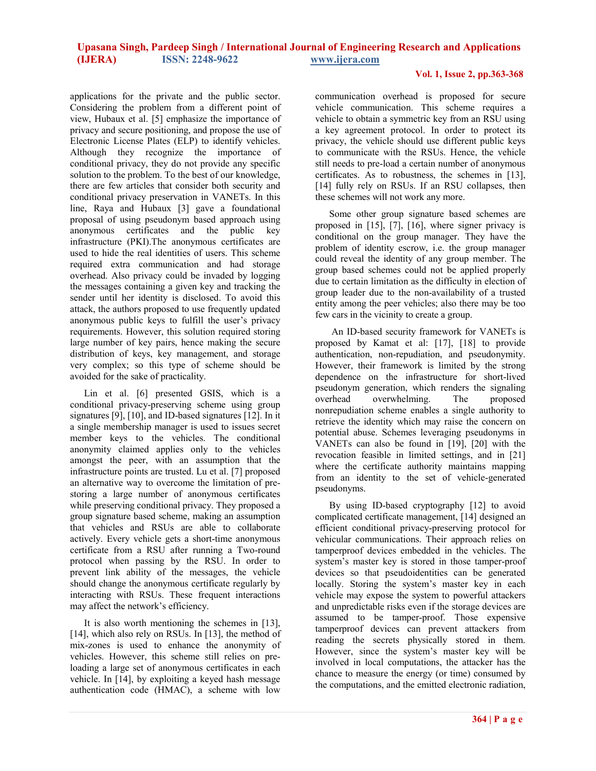applications for the private and the public sector. Considering the problem from a different point of view, Hubaux et al. [5] emphasize the importance of privacy and secure positioning, and propose the use of Electronic License Plates (ELP) to identify vehicles. Although they recognize the importance of conditional privacy, they do not provide any specific solution to the problem. To the best of our knowledge, there are few articles that consider both security and conditional privacy preservation in VANETs. In this line, Raya and Hubaux [3] gave a foundational proposal of using pseudonym based approach using anonymous certificates and the public key infrastructure (PKI).The anonymous certificates are used to hide the real identities of users. This scheme required extra communication and had storage overhead. Also privacy could be invaded by logging the messages containing a given key and tracking the sender until her identity is disclosed. To avoid this attack, the authors proposed to use frequently updated anonymous public keys to fulfill the user's privacy requirements. However, this solution required storing large number of key pairs, hence making the secure distribution of keys, key management, and storage very complex; so this type of scheme should be avoided for the sake of practicality.

Lin et al. [6] presented GSIS, which is a conditional privacy-preserving scheme using group signatures [9], [10], and ID-based signatures [12]. In it a single membership manager is used to issues secret member keys to the vehicles. The conditional anonymity claimed applies only to the vehicles amongst the peer, with an assumption that the infrastructure points are trusted. Lu et al. [7] proposed an alternative way to overcome the limitation of pre-storing a large number of anonymous certificates while preserving conditional privacy. They proposed a group signature based scheme, making an assumption that vehicles and RSUs are able to collaborate actively. Every vehicle gets a short-time anonymous certificate from a RSU after running a Two-round protocol when passing by the RSU. In order to prevent link ability of the messages, the vehicle should change the anonymous certificate regularly by interacting with RSUs. These frequent interactions may affect the network's efficiency.

It is also worth mentioning the schemes in [13], [14], which also rely on RSUs. In [13], the method of mix-zones is used to enhance the anonymity of vehicles. However, this scheme still relies on pre-loading a large set of anonymous certificates in each vehicle. In [14], by exploiting a keyed hash message authentication code (HMAC), a scheme with low communication overhead is proposed for secure vehicle communication. This scheme requires a vehicle to obtain a symmetric key from an RSU using a key agreement protocol. In order to protect its privacy, the vehicle should use different public keys to communicate with the RSUs. Hence, the vehicle still needs to pre-load a certain number of anonymous certificates. As to robustness, the schemes in [13], [14] fully rely on RSUs. If an RSU collapses, then these schemes will not work any more.

Some other group signature based schemes are proposed in [15], [7], [16], where signer privacy is conditional on the group manager. They have the problem of identity escrow, i.e. the group manager could reveal the identity of any group member. The group based schemes could not be applied properly due to certain limitation as the difficulty in election of group leader due to the non-availability of a trusted entity among the peer vehicles; also there may be too few cars in the vicinity to create a group.

An ID-based security framework for VANETs is proposed by Kamat et al: [17], [18] to provide authentication, non-repudiation, and pseudonymity. However, their framework is limited by the strong dependence on the infrastructure for short-lived pseudonym generation, which renders the signaling overhead overwhelming. The proposed nonrepudiation scheme enables a single authority to retrieve the identity which may raise the concern on potential abuse. Schemes leveraging pseudonyms in VANETs can also be found in [19], [20] with the revocation feasible in limited settings, and in [21] where the certificate authority maintains mapping from an identity to the set of vehicle-generated pseudonyms.

By using ID-based cryptography [12] to avoid complicated certificate management, [14] designed an efficient conditional privacy-preserving protocol for vehicular communications. Their approach relies on tamperproof devices embedded in the vehicles. The system's master key is stored in those tamper-proof devices so that pseudoidentities can be generated locally. Storing the system's master key in each vehicle may expose the system to powerful attackers and unpredictable risks even if the storage devices are assumed to be tamper-proof. Those expensive tamperproof devices can prevent attackers from reading the secrets physically stored in them. However, since the system's master key will be involved in local computations, the attacker has the chance to measure the energy (or time) consumed by the computations, and the emitted electronic radiation,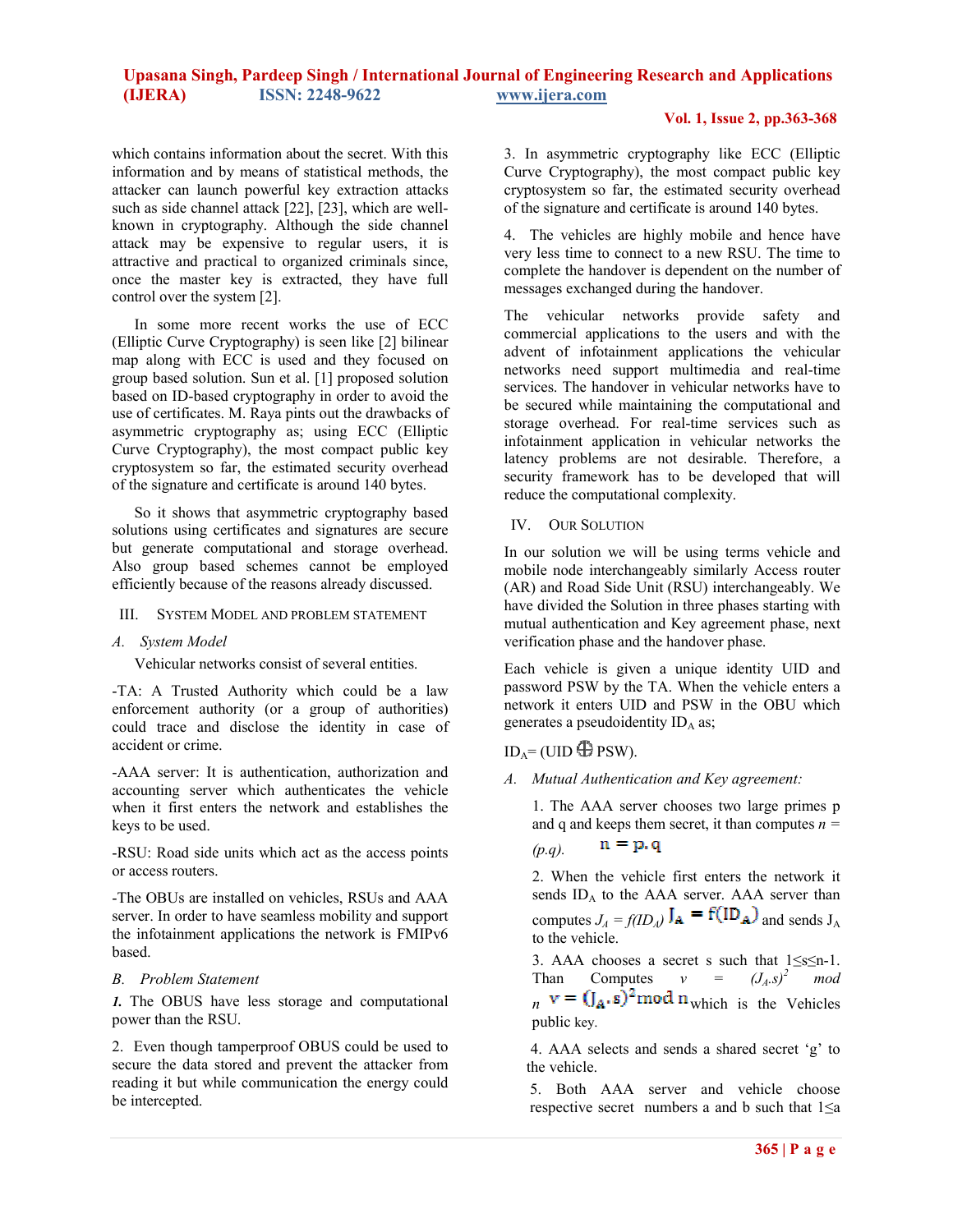which contains information about the secret. With this information and by means of statistical methods, the attacker can launch powerful key extraction attacks such as side channel attack [22], [23], which are well-known in cryptography. Although the side channel attack may be expensive to regular users, it is attractive and practical to organized criminals since, once the master key is extracted, they have full control over the system [2].

In some more recent works the use of ECC (Elliptic Curve Cryptography) is seen like [2] bilinear map along with ECC is used and they focused on group based solution. Sun et al. [1] proposed solution based on ID-based cryptography in order to avoid the use of certificates. M. Raya pints out the drawbacks of asymmetric cryptography as; using ECC (Elliptic Curve Cryptography), the most compact public key cryptosystem so far, the estimated security overhead of the signature and certificate is around 140 bytes.

So it shows that asymmetric cryptography based solutions using certificates and signatures are secure but generate computational and storage overhead. Also group based schemes cannot be employed efficiently because of the reasons already discussed.

## III. System Model and Problem Statement

### *A. System Model*

Vehicular networks consist of several entities.

-TA: A Trusted Authority which could be a law enforcement authority (or a group of authorities) could trace and disclose the identity in case of accident or crime.

-AAA server: It is authentication, authorization and accounting server which authenticates the vehicle when it first enters the network and establishes the keys to be used.

-RSU: Road side units which act as the access points or access routers.

-The OBUs are installed on vehicles, RSUs and AAA server. In order to have seamless mobility and support the infotainment applications the network is FMIPv6 based.

### *B. Problem Statement*

***1.*** The OBUS have less storage and computational power than the RSU.

2. Even though tamperproof OBUS could be used to secure the data stored and prevent the attacker from reading it but while communication the energy could be intercepted.

3. In asymmetric cryptography like ECC (Elliptic Curve Cryptography), the most compact public key cryptosystem so far, the estimated security overhead of the signature and certificate is around 140 bytes.

4. The vehicles are highly mobile and hence have very less time to connect to a new RSU. The time to complete the handover is dependent on the number of messages exchanged during the handover.

The vehicular networks provide safety and commercial applications to the users and with the advent of infotainment applications the vehicular networks need support multimedia and real-time services. The handover in vehicular networks have to be secured while maintaining the computational and storage overhead. For real-time services such as infotainment application in vehicular networks the latency problems are not desirable. Therefore, a security framework has to be developed that will reduce the computational complexity.

## IV. Our Solution

In our solution we will be using terms vehicle and mobile node interchangeably similarly Access router (AR) and Road Side Unit (RSU) interchangeably. We have divided the Solution in three phases starting with mutual authentication and Key agreement phase, next verification phase and the handover phase.

Each vehicle is given a unique identity UID and password PSW by the TA. When the vehicle enters a network it enters UID and PSW in the OBU which generates a pseudoidentity $ID_A$ as;

$ID_A = (UID \oplus PSW)$.

### *A. Mutual Authentication and Key agreement:*

1. The AAA server chooses two large primes p and q and keeps them secret, it than computes $n = (p.q)$. $n = p.q$

2. When the vehicle first enters the network it sends $ID_A$ to the AAA server. AAA server than computes $J_A = f(ID_A)$ $J_A = f(ID_A)$ and sends $J_A$ to the vehicle.

3. AAA chooses a secret s such that $1 \leq s \leq n-1$. Than Computes $v = (J_A.s)^2 \bmod n$ $v = (J_A.s)^2 \bmod n$ which is the Vehicles public key.

4. AAA selects and sends a shared secret 'g' to the vehicle.

5. Both AAA server and vehicle choose respective secret numbers a and b such that $1 \leq a$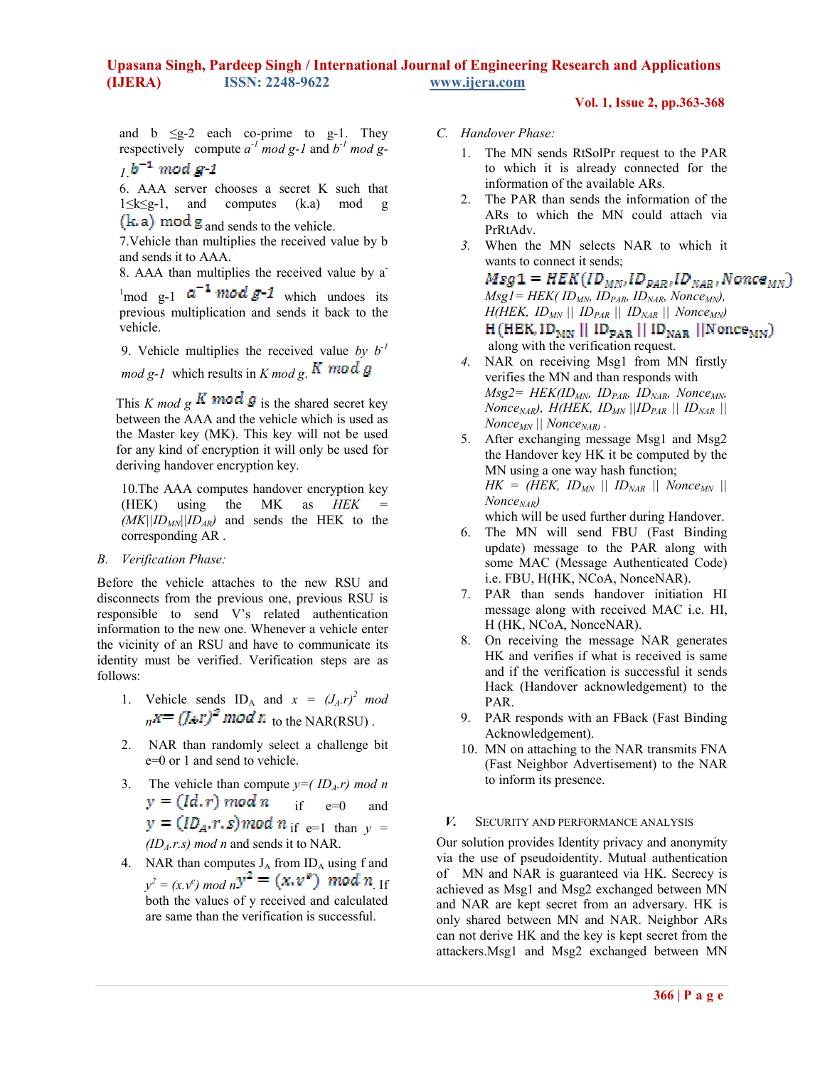and b ≤g-2 each co-prime to g-1. They respectively compute $a^{-1} \bmod g\text{-}1$ and $b^{-1} \bmod g\text{-}1$. $b^{-1} \bmod g\text{-}1$

6. AAA server chooses a secret K such that 1≤k≤g-1, and computes (k.a) mod g $(k.a) \bmod g$ and sends to the vehicle.

7. Vehicle than multiplies the received value by b and sends it to AAA.

8. AAA than multiplies the received value by $a^{-1} \bmod g\text{-}1$ $a^{-1} \bmod g\text{-}1$ which undoes its previous multiplication and sends it back to the vehicle.

9. Vehicle multiplies the received value *by* $b^{-1} \bmod g\text{-}1$ which results in $K \bmod g$. $K \bmod g$

This $K \bmod g$ $K \bmod g$ is the shared secret key between the AAA and the vehicle which is used as the Master key (MK). This key will not be used for any kind of encryption it will only be used for deriving handover encryption key.

10. The AAA computes handover encryption key (HEK) using the MK as $HEK = (MK||ID_{MN}||ID_{AR})$ and sends the HEK to the corresponding AR .

## B. Verification Phase:

Before the vehicle attaches to the new RSU and disconnects from the previous one, previous RSU is responsible to send V's related authentication information to the new one. Whenever a vehicle enter the vicinity of an RSU and have to communicate its identity must be verified. Verification steps are as follows:

1. Vehicle sends $ID_A$ and $x = (J_A.r)^2 \bmod n$ $x = (J_A.r)^2 \bmod n$ to the NAR(RSU) .
2. NAR than randomly select a challenge bit e=0 or 1 and send to vehicle.
3. The vehicle than compute $y = (ID_A.r) \bmod n$ $y = (Id.r) \bmod n$ if e=0 and $y = (ID_A.r.s) \bmod n$ if e=1 than $y = (ID_A.r.s) \bmod n$ and sends it to NAR.
4. NAR than computes $J_A$ from $ID_A$ using f and $y^2 = (x.v^e) \bmod n$ $y^2 = (x.v^e) \bmod n$. If both the values of y received and calculated are same than the verification is successful.

## C. Handover Phase:

1. The MN sends RtSolPr request to the PAR to which it is already connected for the information of the available ARs.
2. The PAR than sends the information of the ARs to which the MN could attach via PrRtAdv.
3. When the MN selects NAR to which it wants to connect it sends;
   $Msg1 = HEK(ID_{MN}, ID_{PAR}, ID_{NAR}, Nonce_{MN})$
   $Msg1 = HEK(ID_{MN}, ID_{PAR}, ID_{NAR}, Nonce_{MN})$, $H(HEK, ID_{MN} \,||\, ID_{PAR} \,||\, ID_{NAR} \,||\, Nonce_{MN})$
   $H(HEK, ID_{MN} \,||\, ID_{PAR} \,||\, ID_{NAR} \,||\, Nonce_{MN})$
   along with the verification request.
4. NAR on receiving Msg1 from MN firstly verifies the MN and than responds with $Msg2 = HEK(ID_{MN}, ID_{PAR}, ID_{NAR}, Nonce_{MN}, Nonce_{NAR})$, $H(HEK, ID_{MN} \,||ID_{PAR} \,||\, ID_{NAR} \,||\, Nonce_{MN} \,||\, Nonce_{NAR})$ .
5. After exchanging message Msg1 and Msg2 the Handover key HK it be computed by the MN using a one way hash function;
   $HK = (HEK, ID_{MN} \,||\, ID_{NAR} \,||\, Nonce_{MN} \,||\, Nonce_{NAR})$
   which will be used further during Handover.
6. The MN will send FBU (Fast Binding update) message to the PAR along with some MAC (Message Authenticated Code) i.e. FBU, H(HK, NCoA, NonceNAR).
7. PAR than sends handover initiation HI message along with received MAC i.e. HI, H (HK, NCoA, NonceNAR).
8. On receiving the message NAR generates HK and verifies if what is received is same and if the verification is successful it sends Hack (Handover acknowledgement) to the PAR.
9. PAR responds with an FBack (Fast Binding Acknowledgement).
10. MN on attaching to the NAR transmits FNA (Fast Neighbor Advertisement) to the NAR to inform its presence.

# V. Security and Performance Analysis

Our solution provides Identity privacy and anonymity via the use of pseudoidentity. Mutual authentication of MN and NAR is guaranteed via HK. Secrecy is achieved as Msg1 and Msg2 exchanged between MN and NAR are kept secret from an adversary. HK is only shared between MN and NAR. Neighbor ARs can not derive HK and the key is kept secret from the attackers.Msg1 and Msg2 exchanged between MN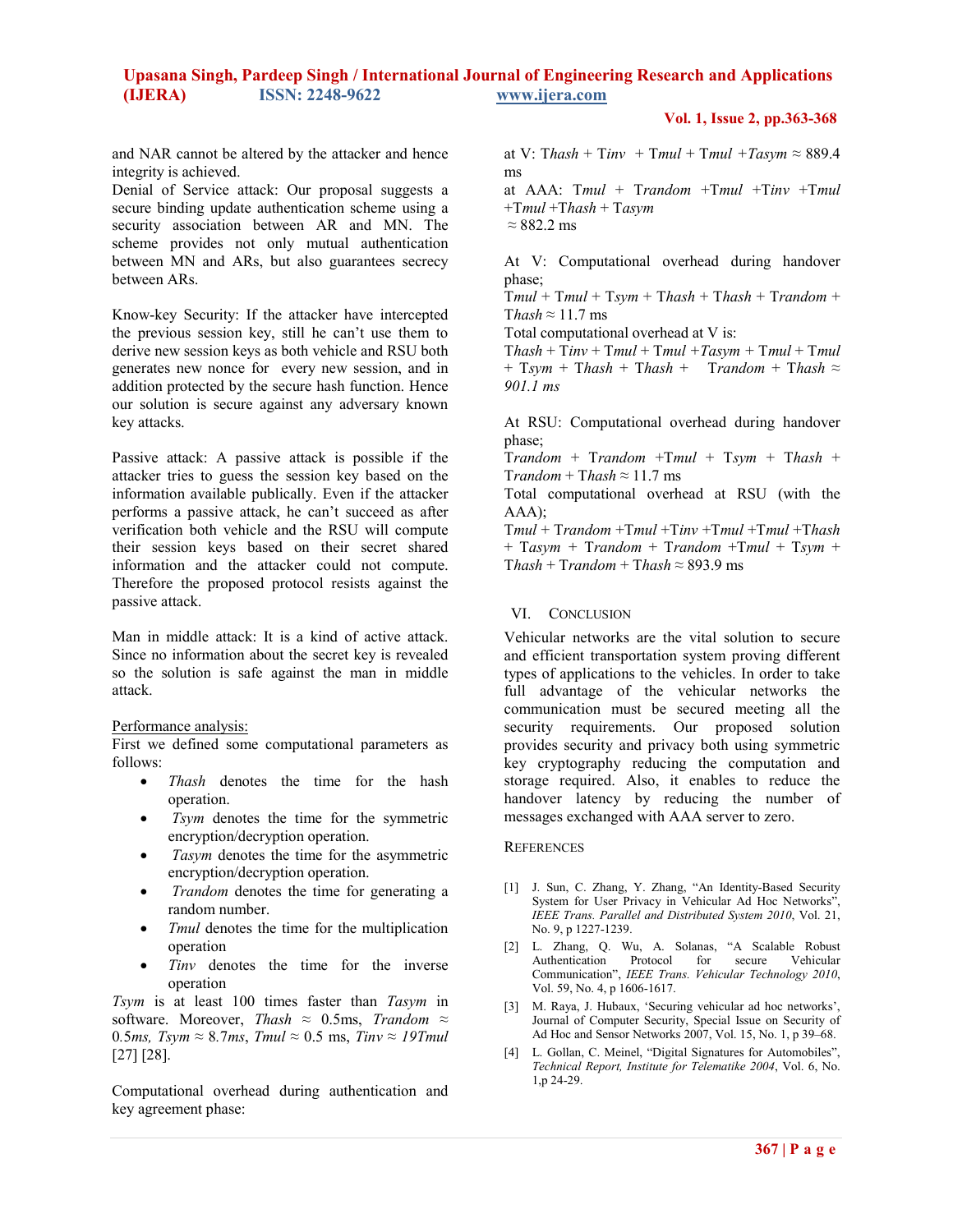and NAR cannot be altered by the attacker and hence integrity is achieved.

Denial of Service attack: Our proposal suggests a secure binding update authentication scheme using a security association between AR and MN. The scheme provides not only mutual authentication between MN and ARs, but also guarantees secrecy between ARs.

Know-key Security: If the attacker have intercepted the previous session key, still he can't use them to derive new session keys as both vehicle and RSU both generates new nonce for every new session, and in addition protected by the secure hash function. Hence our solution is secure against any adversary known key attacks.

Passive attack: A passive attack is possible if the attacker tries to guess the session key based on the information available publically. Even if the attacker performs a passive attack, he can't succeed as after verification both vehicle and the RSU will compute their session keys based on their secret shared information and the attacker could not compute. Therefore the proposed protocol resists against the passive attack.

Man in middle attack: It is a kind of active attack. Since no information about the secret key is revealed so the solution is safe against the man in middle attack.

Performance analysis:

First we defined some computational parameters as follows:

- $T_{hash}$ denotes the time for the hash operation.
- $T_{sym}$ denotes the time for the symmetric encryption/decryption operation.
- $T_{asym}$ denotes the time for the asymmetric encryption/decryption operation.
- $T_{random}$ denotes the time for generating a random number.
- $T_{mul}$ denotes the time for the multiplication operation
- $T_{inv}$ denotes the time for the inverse operation

$T_{sym}$ is at least 100 times faster than $T_{asym}$ in software. Moreover, $T_{hash} \approx 0.5$ms, $T_{random} \approx 0.5ms$, $T_{sym} \approx 8.7ms$, $T_{mul} \approx 0.5$ ms, $T_{inv} \approx 19T_{mul}$ [27] [28].

Computational overhead during authentication and key agreement phase:

at V: $T_{hash} + T_{inv} + T_{mul} + T_{mul} + T_{asym} \approx 889.4$ ms

at AAA: $T_{mul} + T_{random} + T_{mul} + T_{inv} + T_{mul} + T_{mul} + T_{hash} + T_{asym}$ $\approx 882.2$ ms

At V: Computational overhead during handover phase;

$T_{mul} + T_{mul} + T_{sym} + T_{hash} + T_{hash} + T_{random} + T_{hash} \approx 11.7$ ms

Total computational overhead at V is:

$T_{hash} + T_{inv} + T_{mul} + T_{mul} + T_{asym} + T_{mul} + T_{mul} + T_{sym} + T_{hash} + T_{hash} + T_{random} + T_{hash} \approx 901.1$ *ms*

At RSU: Computational overhead during handover phase;

$T_{random} + T_{random} + T_{mul} + T_{sym} + T_{hash} + T_{random} + T_{hash} \approx 11.7$ ms

Total computational overhead at RSU (with the AAA);

$T_{mul} + T_{random} + T_{mul} + T_{inv} + T_{mul} + T_{mul} + T_{hash} + T_{asym} + T_{random} + T_{random} + T_{mul} + T_{sym} + T_{hash} + T_{random} + T_{hash} \approx 893.9$ ms

## VI. Conclusion

Vehicular networks are the vital solution to secure and efficient transportation system proving different types of applications to the vehicles. In order to take full advantage of the vehicular networks the communication must be secured meeting all the security requirements. Our proposed solution provides security and privacy both using symmetric key cryptography reducing the computation and storage required. Also, it enables to reduce the handover latency by reducing the number of messages exchanged with AAA server to zero.

## References

[1] J. Sun, C. Zhang, Y. Zhang, "An Identity-Based Security System for User Privacy in Vehicular Ad Hoc Networks", *IEEE Trans. Parallel and Distributed System 2010*, Vol. 21, No. 9, p 1227-1239.

[2] L. Zhang, Q. Wu, A. Solanas, "A Scalable Robust Authentication Protocol for secure Vehicular Communication", *IEEE Trans. Vehicular Technology 2010*, Vol. 59, No. 4, p 1606-1617.

[3] M. Raya, J. Hubaux, 'Securing vehicular ad hoc networks', Journal of Computer Security, Special Issue on Security of Ad Hoc and Sensor Networks 2007, Vol. 15, No. 1, p 39–68.

[4] L. Gollan, C. Meinel, "Digital Signatures for Automobiles", *Technical Report, Institute for Telematike 2004*, Vol. 6, No. 1,p 24-29.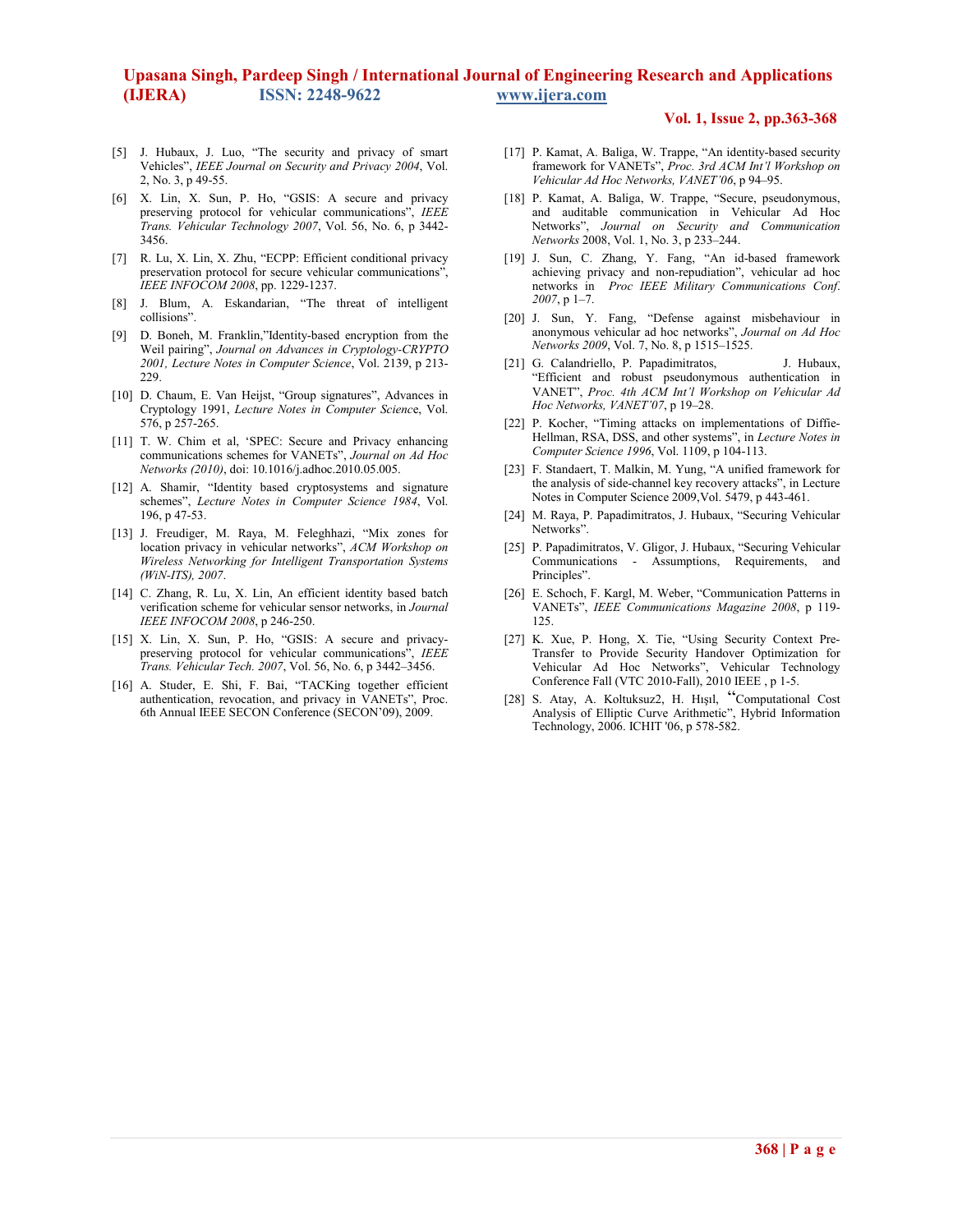[5] J. Hubaux, J. Luo, "The security and privacy of smart Vehicles", *IEEE Journal on Security and Privacy 2004*, Vol. 2, No. 3, p 49-55.

[6] X. Lin, X. Sun, P. Ho, "GSIS: A secure and privacy preserving protocol for vehicular communications", *IEEE Trans. Vehicular Technology 2007*, Vol. 56, No. 6, p 3442-3456.

[7] R. Lu, X. Lin, X. Zhu, "ECPP: Efficient conditional privacy preservation protocol for secure vehicular communications", *IEEE INFOCOM 2008*, pp. 1229-1237.

[8] J. Blum, A. Eskandarian, "The threat of intelligent collisions".

[9] D. Boneh, M. Franklin,"Identity-based encryption from the Weil pairing", *Journal on Advances in Cryptology-CRYPTO 2001, Lecture Notes in Computer Science*, Vol. 2139, p 213-229.

[10] D. Chaum, E. Van Heijst, "Group signatures", Advances in Cryptology 1991, *Lecture Notes in Computer Science*, Vol. 576, p 257-265.

[11] T. W. Chim et al, 'SPEC: Secure and Privacy enhancing communications schemes for VANETs", *Journal on Ad Hoc Networks (2010)*, doi: 10.1016/j.adhoc.2010.05.005.

[12] A. Shamir, "Identity based cryptosystems and signature schemes", *Lecture Notes in Computer Science 1984*, Vol. 196, p 47-53.

[13] J. Freudiger, M. Raya, M. Feleghhazi, "Mix zones for location privacy in vehicular networks", *ACM Workshop on Wireless Networking for Intelligent Transportation Systems (WiN-ITS), 2007*.

[14] C. Zhang, R. Lu, X. Lin, An efficient identity based batch verification scheme for vehicular sensor networks, in *Journal IEEE INFOCOM 2008*, p 246-250.

[15] X. Lin, X. Sun, P. Ho, "GSIS: A secure and privacy-preserving protocol for vehicular communications", *IEEE Trans. Vehicular Tech. 2007*, Vol. 56, No. 6, p 3442–3456.

[16] A. Studer, E. Shi, F. Bai, "TACKing together efficient authentication, revocation, and privacy in VANETs", Proc. 6th Annual IEEE SECON Conference (SECON'09), 2009.

[17] P. Kamat, A. Baliga, W. Trappe, "An identity-based security framework for VANETs", *Proc. 3rd ACM Int'l Workshop on Vehicular Ad Hoc Networks, VANET'06*, p 94–95.

[18] P. Kamat, A. Baliga, W. Trappe, "Secure, pseudonymous, and auditable communication in Vehicular Ad Hoc Networks", *Journal on Security and Communication Networks* 2008, Vol. 1, No. 3, p 233–244.

[19] J. Sun, C. Zhang, Y. Fang, "An id-based framework achieving privacy and non-repudiation", vehicular ad hoc networks in *Proc IEEE Military Communications Conf. 2007*, p 1–7.

[20] J. Sun, Y. Fang, "Defense against misbehaviour in anonymous vehicular ad hoc networks", *Journal on Ad Hoc Networks 2009*, Vol. 7, No. 8, p 1515–1525.

[21] G. Calandriello, P. Papadimitratos, J. Hubaux, "Efficient and robust pseudonymous authentication in VANET", *Proc. 4th ACM Int'l Workshop on Vehicular Ad Hoc Networks, VANET'07*, p 19–28.

[22] P. Kocher, "Timing attacks on implementations of Diffie-Hellman, RSA, DSS, and other systems", in *Lecture Notes in Computer Science 1996*, Vol. 1109, p 104-113.

[23] F. Standaert, T. Malkin, M. Yung, "A unified framework for the analysis of side-channel key recovery attacks", in Lecture Notes in Computer Science 2009,Vol. 5479, p 443-461.

[24] M. Raya, P. Papadimitratos, J. Hubaux, "Securing Vehicular Networks".

[25] P. Papadimitratos, V. Gligor, J. Hubaux, "Securing Vehicular Communications - Assumptions, Requirements, and Principles".

[26] E. Schoch, F. Kargl, M. Weber, "Communication Patterns in VANETs", *IEEE Communications Magazine 2008*, p 119-125.

[27] K. Xue, P. Hong, X. Tie, "Using Security Context Pre-Transfer to Provide Security Handover Optimization for Vehicular Ad Hoc Networks", Vehicular Technology Conference Fall (VTC 2010-Fall), 2010 IEEE , p 1-5.

[28] S. Atay, A. Koltuksuz2, H. Hışıl, "Computational Cost Analysis of Elliptic Curve Arithmetic", Hybrid Information Technology, 2006. ICHIT '06, p 578-582.